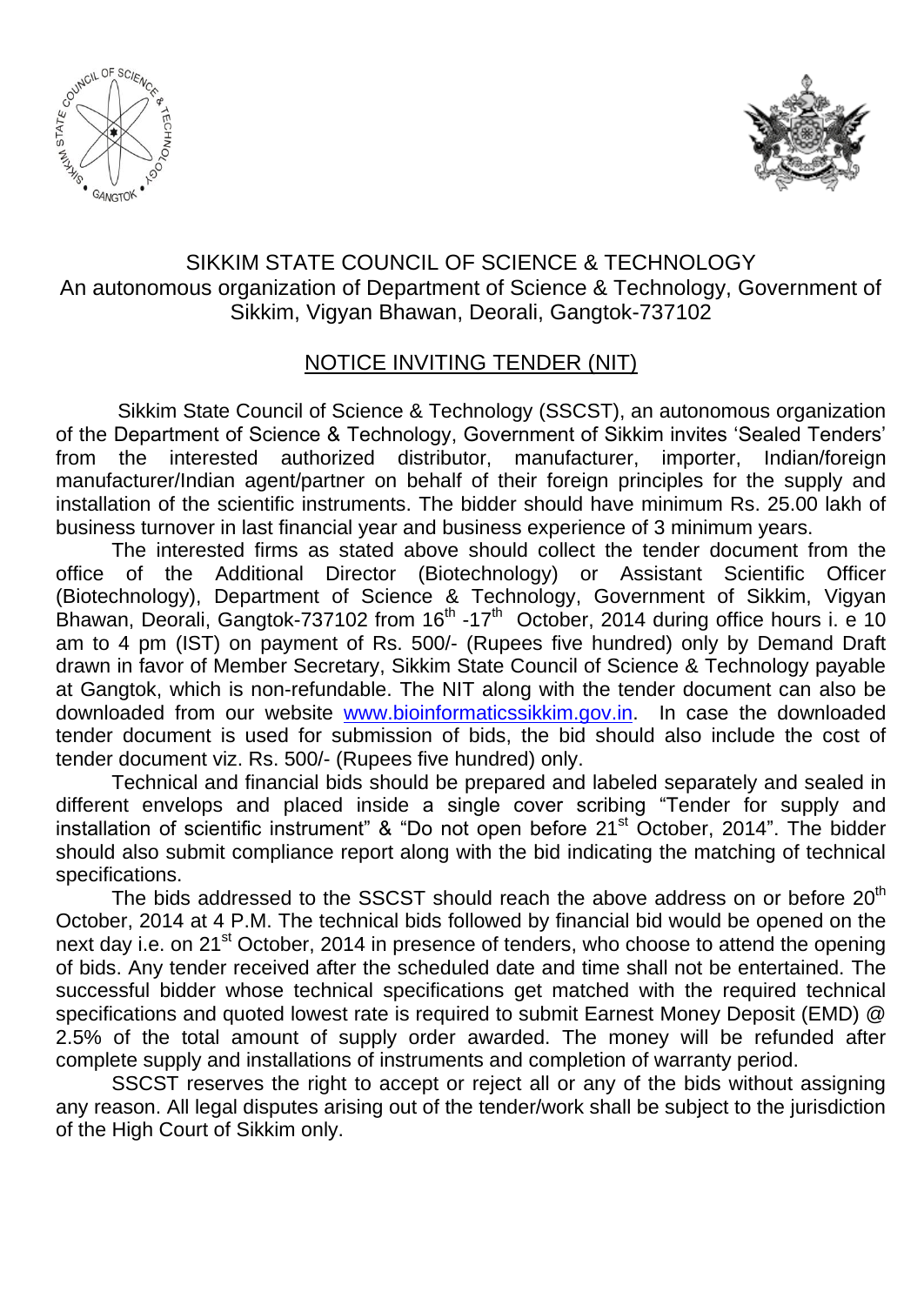# SIKKIM STATE COUNCIL OF SCIENCE & TECHNOLOGY

An autonomous organization of Department of Science & Technology, Government of Sikkim, Vigyan Bhawan, Deorali, Gangtok-737102

## NOTICE INVITING TENDER (NIT)

Sikkim State Council of Science & Technology (SSCST), an autonomous organization of the Department of Science & Technology, Government of Sikkim invites 'Sealed Tenders' from the interested authorized distributor, manufacturer, importer, Indian/foreign manufacturer/Indian agent/partner on behalf of their foreign principles for the supply and installation of the scientific instruments. The bidder should have minimum Rs. 25.00 lakh of business turnover in last financial year and business experience of 3 minimum years.

The interested firms as stated above should collect the tender document from the office of the Additional Director (Biotechnology) or Assistant Scientific Officer (Biotechnology), Department of Science & Technology, Government of Sikkim, Vigyan Bhawan, Deorali, Gangtok-737102 from 16th -17th October, 2014 during office hours i. e 10 am to 4 pm (IST) on payment of Rs. 500/- (Rupees five hundred) only by Demand Draft drawn in favor of Member Secretary, Sikkim State Council of Science & Technology payable at Gangtok, which is non-refundable. The NIT along with the tender document can also be downloaded from our website www.bioinformaticssikkim.gov.in. In case the downloaded tender document is used for submission of bids, the bid should also include the cost of tender document viz. Rs. 500/- (Rupees five hundred) only.

Technical and financial bids should be prepared and labeled separately and sealed in different envelops and placed inside a single cover scribing "Tender for supply and installation of scientific instrument" & "Do not open before 21st October, 2014". The bidder should also submit compliance report along with the bid indicating the matching of technical specifications.

The bids addressed to the SSCST should reach the above address on or before 20th October, 2014 at 4 P.M. The technical bids followed by financial bid would be opened on the next day i.e. on 21st October, 2014 in presence of tenders, who choose to attend the opening of bids. Any tender received after the scheduled date and time shall not be entertained. The successful bidder whose technical specifications get matched with the required technical specifications and quoted lowest rate is required to submit Earnest Money Deposit (EMD) @ 2.5% of the total amount of supply order awarded. The money will be refunded after complete supply and installations of instruments and completion of warranty period.

SSCST reserves the right to accept or reject all or any of the bids without assigning any reason. All legal disputes arising out of the tender/work shall be subject to the jurisdiction of the High Court of Sikkim only.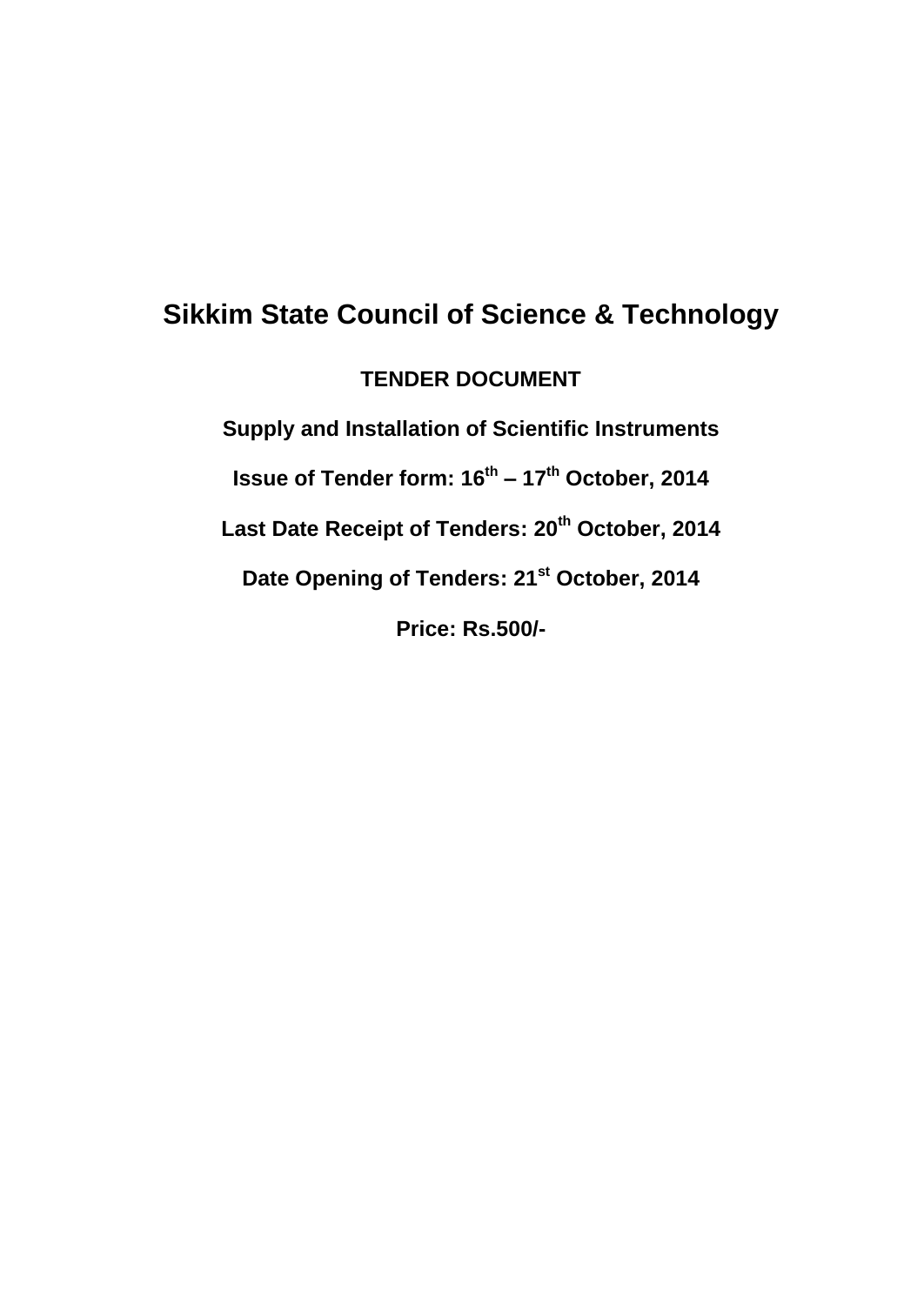# Sikkim State Council of Science & Technology

**TENDER DOCUMENT**

**Supply and Installation of Scientific Instruments**

**Issue of Tender form: 16th – 17th October, 2014**

**Last Date Receipt of Tenders: 20th October, 2014**

**Date Opening of Tenders: 21st October, 2014**

**Price: Rs.500/-**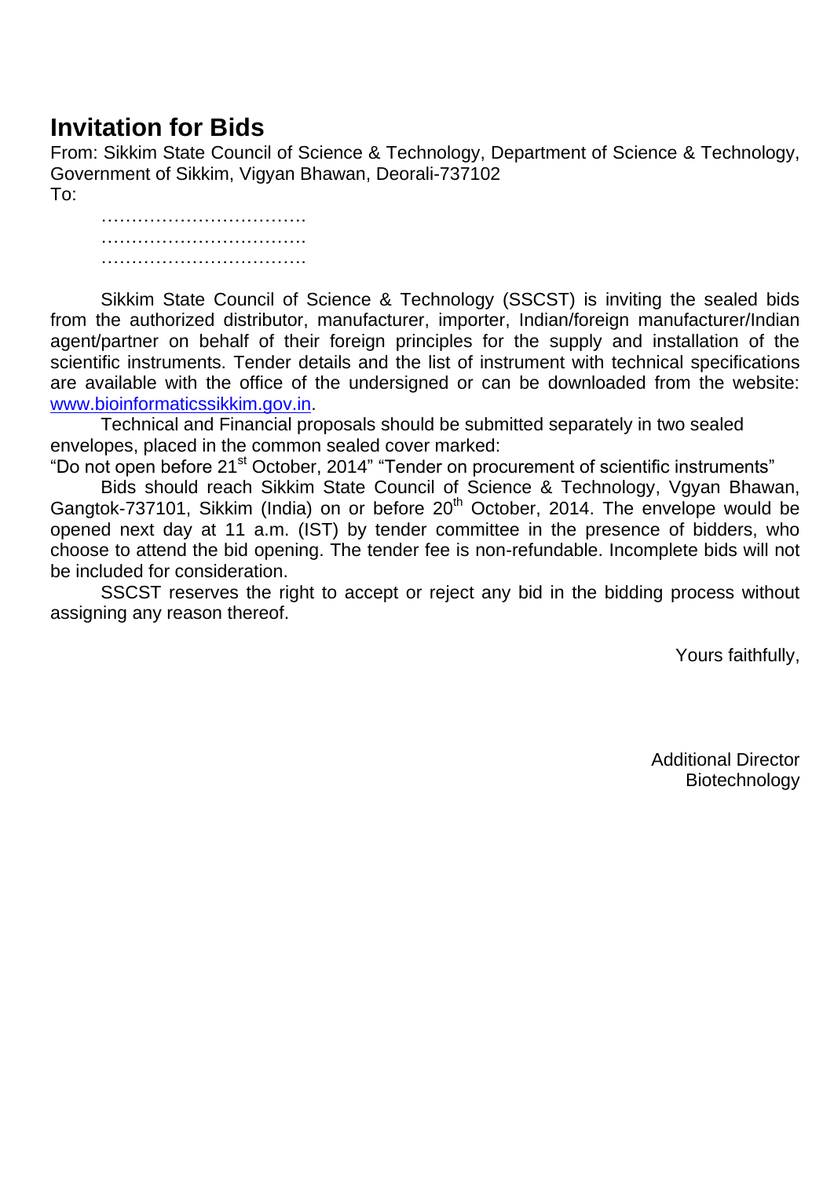# Invitation for Bids

From: Sikkim State Council of Science & Technology, Department of Science & Technology, Government of Sikkim, Vigyan Bhawan, Deorali-737102

To:

…………………………….
…………………………….
…………………………….

Sikkim State Council of Science & Technology (SSCST) is inviting the sealed bids from the authorized distributor, manufacturer, importer, Indian/foreign manufacturer/Indian agent/partner on behalf of their foreign principles for the supply and installation of the scientific instruments. Tender details and the list of instrument with technical specifications are available with the office of the undersigned or can be downloaded from the website: www.bioinformaticssikkim.gov.in.

Technical and Financial proposals should be submitted separately in two sealed envelopes, placed in the common sealed cover marked:

"Do not open before 21st October, 2014" "Tender on procurement of scientific instruments"

Bids should reach Sikkim State Council of Science & Technology, Vgyan Bhawan, Gangtok-737101, Sikkim (India) on or before 20th October, 2014. The envelope would be opened next day at 11 a.m. (IST) by tender committee in the presence of bidders, who choose to attend the bid opening. The tender fee is non-refundable. Incomplete bids will not be included for consideration.

SSCST reserves the right to accept or reject any bid in the bidding process without assigning any reason thereof.

Yours faithfully,

Additional Director
Biotechnology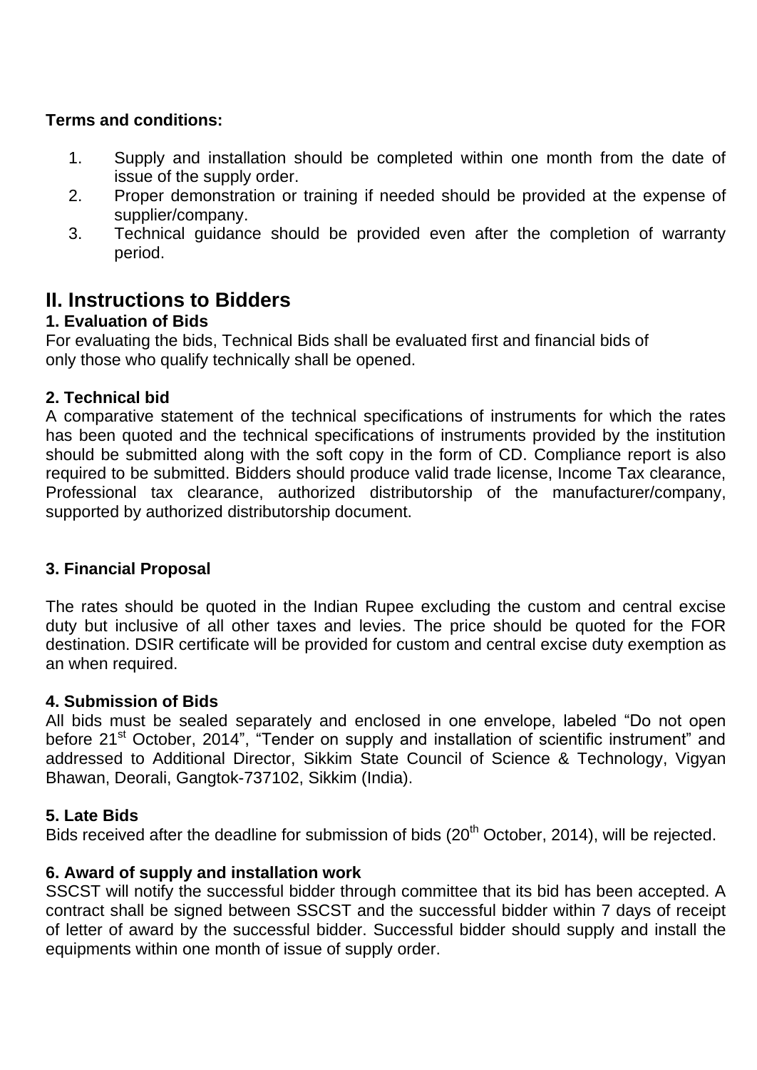**Terms and conditions:**

1. Supply and installation should be completed within one month from the date of issue of the supply order.
2. Proper demonstration or training if needed should be provided at the expense of supplier/company.
3. Technical guidance should be provided even after the completion of warranty period.

## II. Instructions to Bidders

### 1. Evaluation of Bids

For evaluating the bids, Technical Bids shall be evaluated first and financial bids of only those who qualify technically shall be opened.

### 2. Technical bid

A comparative statement of the technical specifications of instruments for which the rates has been quoted and the technical specifications of instruments provided by the institution should be submitted along with the soft copy in the form of CD. Compliance report is also required to be submitted. Bidders should produce valid trade license, Income Tax clearance, Professional tax clearance, authorized distributorship of the manufacturer/company, supported by authorized distributorship document.

### 3. Financial Proposal

The rates should be quoted in the Indian Rupee excluding the custom and central excise duty but inclusive of all other taxes and levies. The price should be quoted for the FOR destination. DSIR certificate will be provided for custom and central excise duty exemption as an when required.

### 4. Submission of Bids

All bids must be sealed separately and enclosed in one envelope, labeled "Do not open before 21st October, 2014", "Tender on supply and installation of scientific instrument" and addressed to Additional Director, Sikkim State Council of Science & Technology, Vigyan Bhawan, Deorali, Gangtok-737102, Sikkim (India).

### 5. Late Bids

Bids received after the deadline for submission of bids (20th October, 2014), will be rejected.

### 6. Award of supply and installation work

SSCST will notify the successful bidder through committee that its bid has been accepted. A contract shall be signed between SSCST and the successful bidder within 7 days of receipt of letter of award by the successful bidder. Successful bidder should supply and install the equipments within one month of issue of supply order.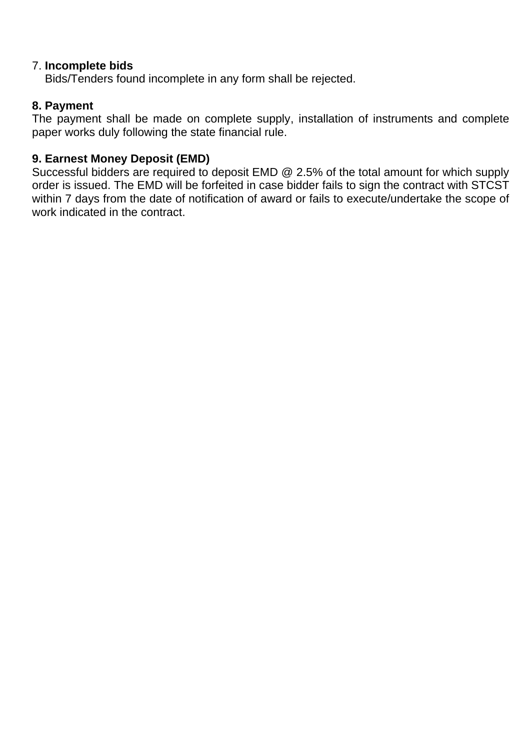7. **Incomplete bids**

Bids/Tenders found incomplete in any form shall be rejected.

**8. Payment**

The payment shall be made on complete supply, installation of instruments and complete paper works duly following the state financial rule.

**9. Earnest Money Deposit (EMD)**

Successful bidders are required to deposit EMD @ 2.5% of the total amount for which supply order is issued. The EMD will be forfeited in case bidder fails to sign the contract with STCST within 7 days from the date of notification of award or fails to execute/undertake the scope of work indicated in the contract.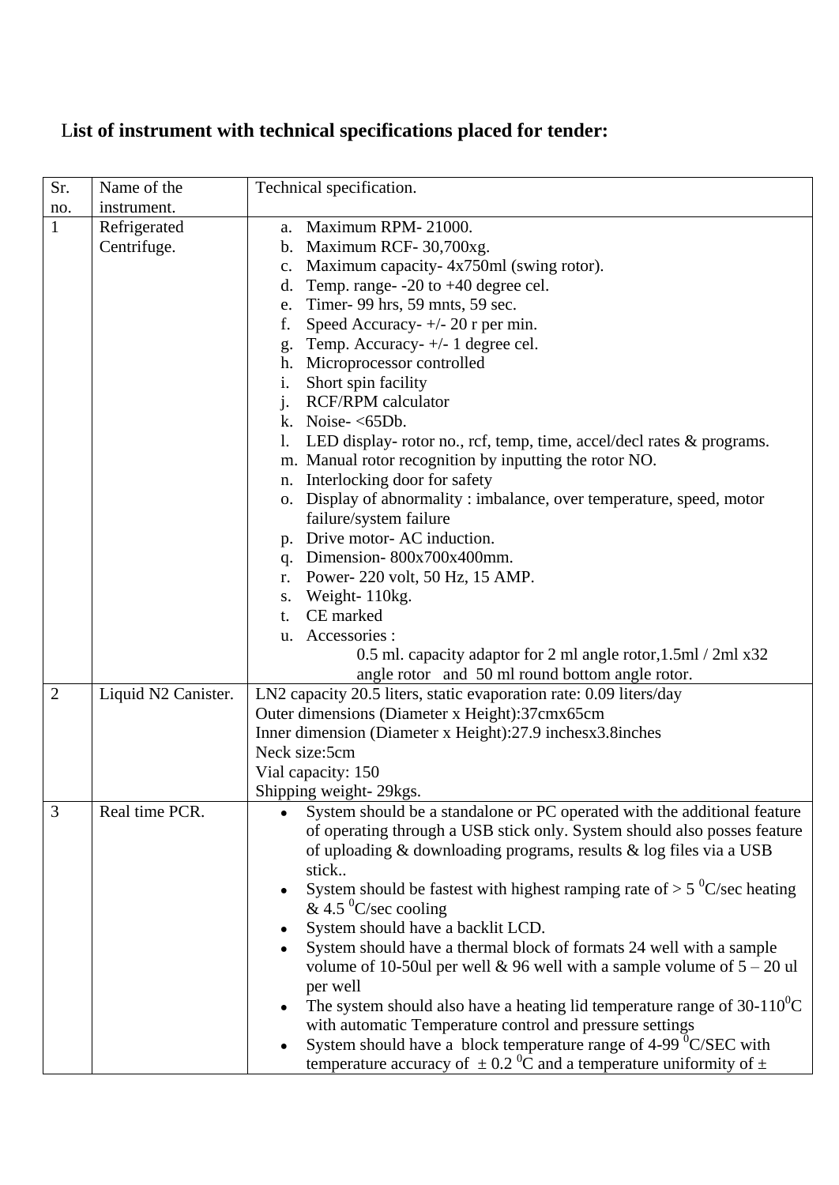**List of instrument with technical specifications placed for tender:**

| Sr. no. | Name of the instrument. | Technical specification. |
|---|---|---|
| 1 | Refrigerated Centrifuge. | a. Maximum RPM- 21000.<br>b. Maximum RCF- 30,700xg.<br>c. Maximum capacity- 4x750ml (swing rotor).<br>d. Temp. range- -20 to +40 degree cel.<br>e. Timer- 99 hrs, 59 mnts, 59 sec.<br>f. Speed Accuracy- +/- 20 r per min.<br>g. Temp. Accuracy- +/- 1 degree cel.<br>h. Microprocessor controlled<br>i. Short spin facility<br>j. RCF/RPM calculator<br>k. Noise- <65Db.<br>l. LED display- rotor no., rcf, temp, time, accel/decl rates & programs.<br>m. Manual rotor recognition by inputting the rotor NO.<br>n. Interlocking door for safety<br>o. Display of abnormality : imbalance, over temperature, speed, motor failure/system failure<br>p. Drive motor- AC induction.<br>q. Dimension- 800x700x400mm.<br>r. Power- 220 volt, 50 Hz, 15 AMP.<br>s. Weight- 110kg.<br>t. CE marked<br>u. Accessories :<br>0.5 ml. capacity adaptor for 2 ml angle rotor,1.5ml / 2ml x32 angle rotor and 50 ml round bottom angle rotor. |
| 2 | Liquid N2 Canister. | LN2 capacity 20.5 liters, static evaporation rate: 0.09 liters/day<br>Outer dimensions (Diameter x Height):37cmx65cm<br>Inner dimension (Diameter x Height):27.9 inchesx3.8inches<br>Neck size:5cm<br>Vial capacity: 150<br>Shipping weight- 29kgs. |
| 3 | Real time PCR. | • System should be a standalone or PC operated with the additional feature of operating through a USB stick only. System should also posses feature of uploading & downloading programs, results & log files via a USB stick..<br>• System should be fastest with highest ramping rate of > 5 $^{0}$C/sec heating & 4.5 $^{0}$C/sec cooling<br>• System should have a backlit LCD.<br>• System should have a thermal block of formats 24 well with a sample volume of 10-50ul per well & 96 well with a sample volume of 5 – 20 ul per well<br>• The system should also have a heating lid temperature range of 30-110$^{0}$C with automatic Temperature control and pressure settings<br>• System should have a block temperature range of 4-99 $^{0}$C/SEC with temperature accuracy of ± 0.2 $^{0}$C and a temperature uniformity of ± |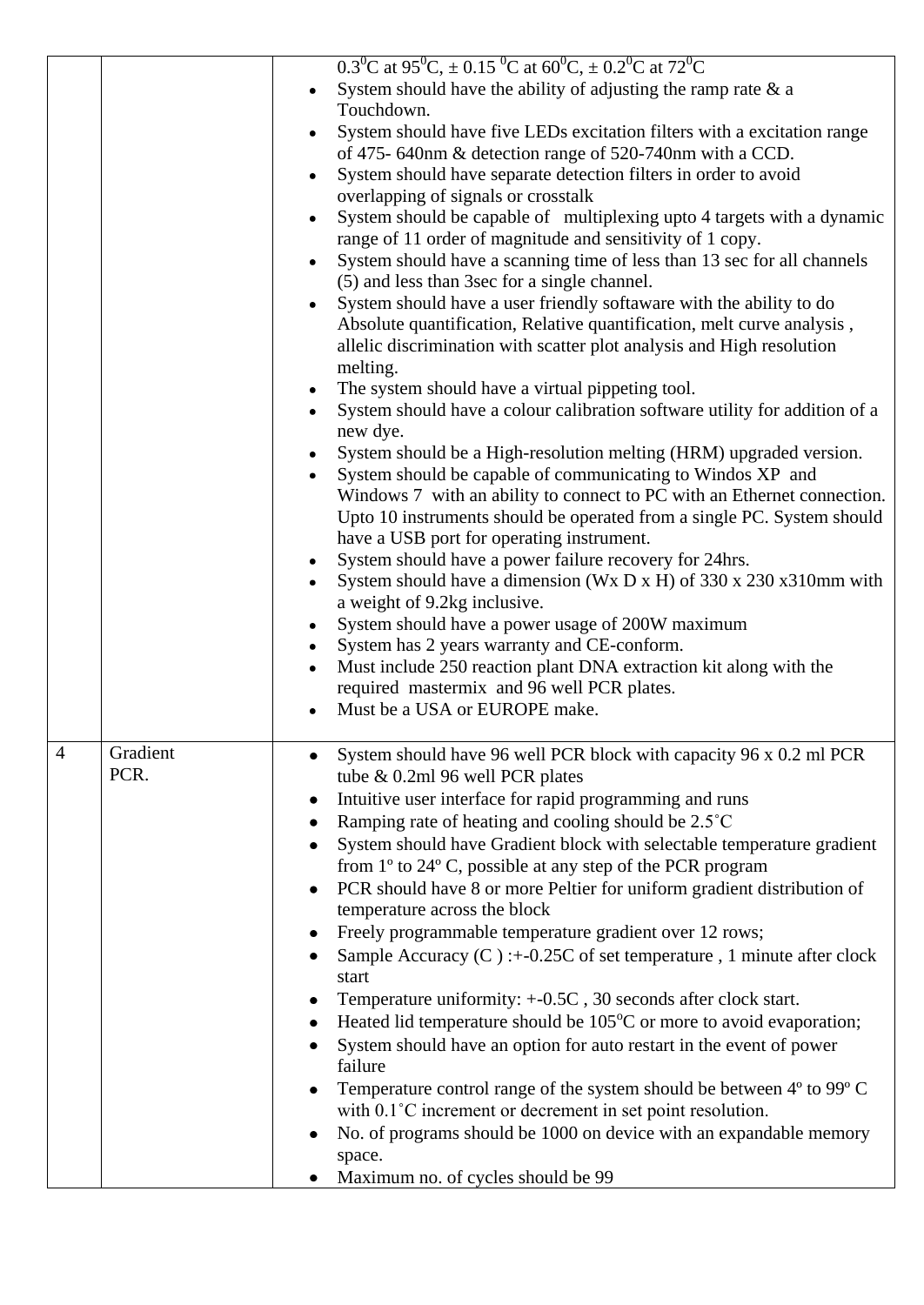| | | |
|---|---|---|
| | | $0.3^0$C at $95^0$C, ± 0.15 $^0$C at $60^0$C, ± $0.2^0$C at $72^0$C<br>• System should have the ability of adjusting the ramp rate & a Touchdown.<br>• System should have five LEDs excitation filters with a excitation range of 475- 640nm & detection range of 520-740nm with a CCD.<br>• System should have separate detection filters in order to avoid overlapping of signals or crosstalk<br>• System should be capable of multiplexing upto 4 targets with a dynamic range of 11 order of magnitude and sensitivity of 1 copy.<br>• System should have a scanning time of less than 13 sec for all channels (5) and less than 3sec for a single channel.<br>• System should have a user friendly softaware with the ability to do Absolute quantification, Relative quantification, melt curve analysis , allelic discrimination with scatter plot analysis and High resolution melting.<br>• The system should have a virtual pippeting tool.<br>• System should have a colour calibration software utility for addition of a new dye.<br>• System should be a High-resolution melting (HRM) upgraded version.<br>• System should be capable of communicating to Windos XP and Windows 7 with an ability to connect to PC with an Ethernet connection. Upto 10 instruments should be operated from a single PC. System should have a USB port for operating instrument.<br>• System should have a power failure recovery for 24hrs.<br>• System should have a dimension (Wx D x H) of 330 x 230 x310mm with a weight of 9.2kg inclusive.<br>• System should have a power usage of 200W maximum<br>• System has 2 years warranty and CE-conform.<br>• Must include 250 reaction plant DNA extraction kit along with the required mastermix and 96 well PCR plates.<br>• Must be a USA or EUROPE make. |
| 4 | Gradient PCR. | • System should have 96 well PCR block with capacity 96 x 0.2 ml PCR tube & 0.2ml 96 well PCR plates<br>• Intuitive user interface for rapid programming and runs<br>• Ramping rate of heating and cooling should be 2.5˚C<br>• System should have Gradient block with selectable temperature gradient from 1º to 24º C, possible at any step of the PCR program<br>• PCR should have 8 or more Peltier for uniform gradient distribution of temperature across the block<br>• Freely programmable temperature gradient over 12 rows;<br>• Sample Accuracy (C ) :+-0.25C of set temperature , 1 minute after clock start<br>• Temperature uniformity: +-0.5C , 30 seconds after clock start.<br>• Heated lid temperature should be 105$^o$C or more to avoid evaporation;<br>• System should have an option for auto restart in the event of power failure<br>• Temperature control range of the system should be between 4º to 99º C with 0.1˚C increment or decrement in set point resolution.<br>• No. of programs should be 1000 on device with an expandable memory space.<br>• Maximum no. of cycles should be 99 |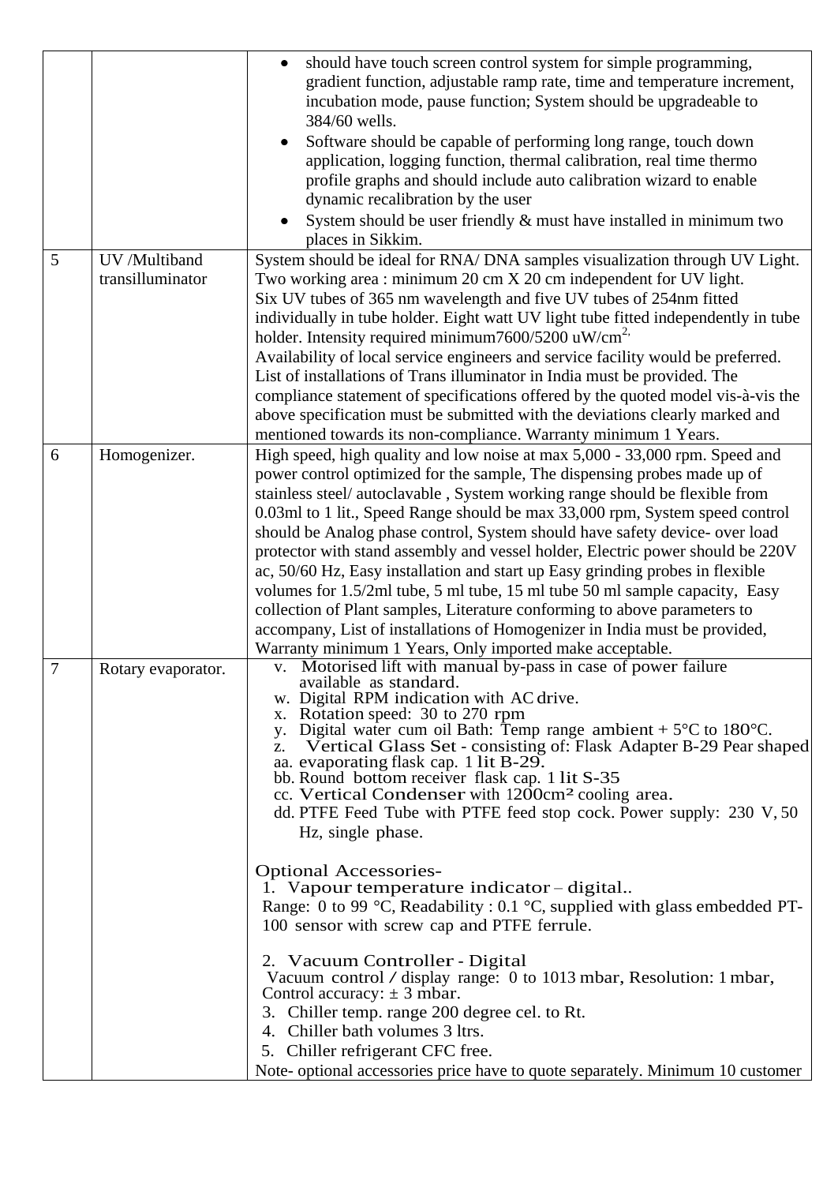| | | |
|---|---|---|
| | | • should have touch screen control system for simple programming, gradient function, adjustable ramp rate, time and temperature increment, incubation mode, pause function; System should be upgradeable to 384/60 wells.<br>• Software should be capable of performing long range, touch down application, logging function, thermal calibration, real time thermo profile graphs and should include auto calibration wizard to enable dynamic recalibration by the user<br>• System should be user friendly & must have installed in minimum two places in Sikkim. |
| 5 | UV /Multiband transilluminator | System should be ideal for RNA/ DNA samples visualization through UV Light. Two working area : minimum 20 cm X 20 cm independent for UV light. Six UV tubes of 365 nm wavelength and five UV tubes of 254nm fitted individually in tube holder. Eight watt UV light tube fitted independently in tube holder. Intensity required minimum7600/5200 uW/cm$^{2,}$ Availability of local service engineers and service facility would be preferred. List of installations of Trans illuminator in India must be provided. The compliance statement of specifications offered by the quoted model vis-à-vis the above specification must be submitted with the deviations clearly marked and mentioned towards its non-compliance. Warranty minimum 1 Years. |
| 6 | Homogenizer. | High speed, high quality and low noise at max 5,000 - 33,000 rpm. Speed and power control optimized for the sample, The dispensing probes made up of stainless steel/ autoclavable , System working range should be flexible from 0.03ml to 1 lit., Speed Range should be max 33,000 rpm, System speed control should be Analog phase control, System should have safety device- over load protector with stand assembly and vessel holder, Electric power should be 220V ac, 50/60 Hz, Easy installation and start up Easy grinding probes in flexible volumes for 1.5/2ml tube, 5 ml tube, 15 ml tube 50 ml sample capacity, Easy collection of Plant samples, Literature conforming to above parameters to accompany, List of installations of Homogenizer in India must be provided, Warranty minimum 1 Years, Only imported make acceptable. |
| 7 | Rotary evaporator. | v. Motorised lift with manual by-pass in case of power failure available as standard.<br>w. Digital RPM indication with AC drive.<br>x. Rotation speed: 30 to 270 rpm<br>y. Digital water cum oil Bath: Temp range ambient + 5°C to 180°C.<br>z. Vertical Glass Set - consisting of: Flask Adapter B-29 Pear shaped<br>aa. evaporating flask cap. 1 lit B-29.<br>bb. Round bottom receiver flask cap. 1 lit S-35<br>cc. Vertical Condenser with 1200cm² cooling area.<br>dd. PTFE Feed Tube with PTFE feed stop cock. Power supply: 230 V, 50 Hz, single phase.<br><br>Optional Accessories-<br>1. Vapour temperature indicator – digital..<br>Range: 0 to 99 °C, Readability : 0.1 °C, supplied with glass embedded PT-100 sensor with screw cap and PTFE ferrule.<br><br>2. Vacuum Controller - Digital<br>Vacuum control / display range: 0 to 1013 mbar, Resolution: 1 mbar, Control accuracy: ± 3 mbar.<br>3. Chiller temp. range 200 degree cel. to Rt.<br>4. Chiller bath volumes 3 ltrs.<br>5. Chiller refrigerant CFC free.<br>Note- optional accessories price have to quote separately. Minimum 10 customer |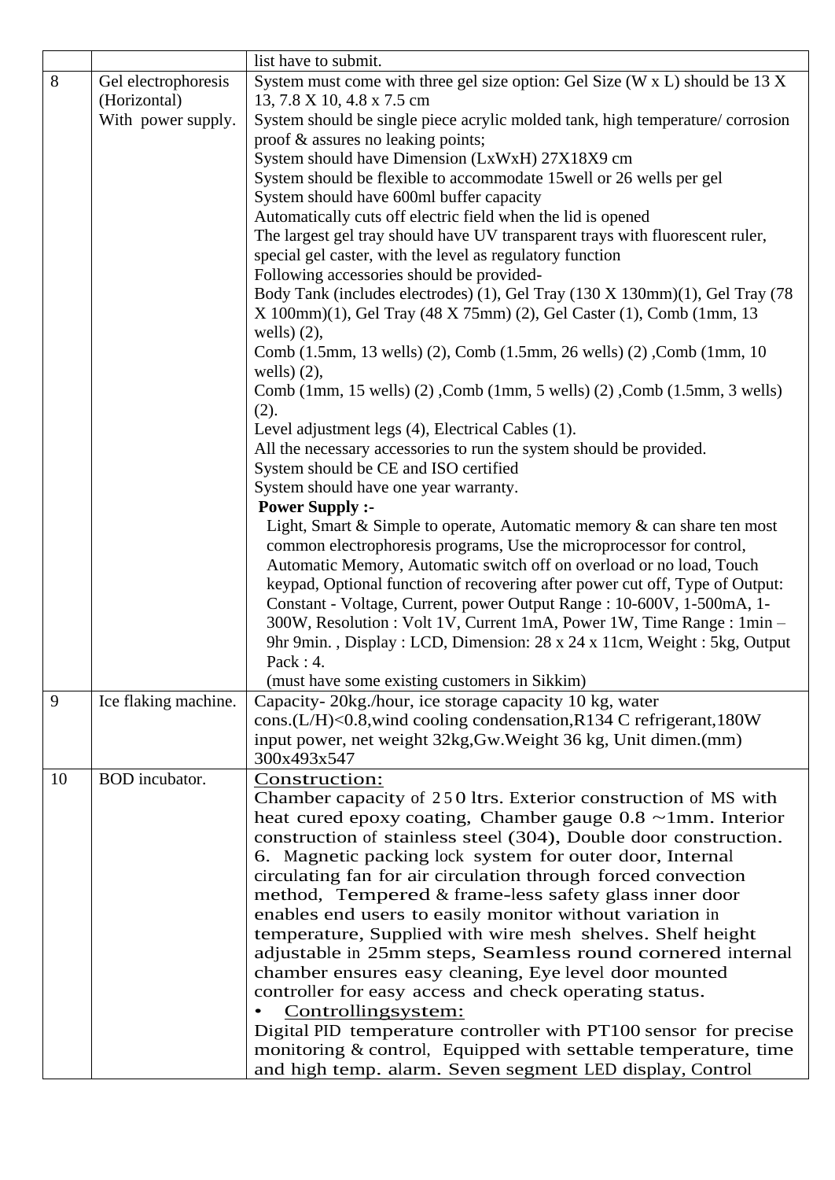| | | |
|---|---|---|
| | | list have to submit. |
| 8 | Gel electrophoresis (Horizontal) With power supply. | System must come with three gel size option: Gel Size (W x L) should be 13 X 13, 7.8 X 10, 4.8 x 7.5 cm<br>System should be single piece acrylic molded tank, high temperature/ corrosion proof & assures no leaking points;<br>System should have Dimension (LxWxH) 27X18X9 cm<br>System should be flexible to accommodate 15well or 26 wells per gel<br>System should have 600ml buffer capacity<br>Automatically cuts off electric field when the lid is opened<br>The largest gel tray should have UV transparent trays with fluorescent ruler, special gel caster, with the level as regulatory function<br>Following accessories should be provided-<br>Body Tank (includes electrodes) (1), Gel Tray (130 X 130mm)(1), Gel Tray (78 X 100mm)(1), Gel Tray (48 X 75mm) (2), Gel Caster (1), Comb (1mm, 13 wells) (2),<br>Comb (1.5mm, 13 wells) (2), Comb (1.5mm, 26 wells) (2) ,Comb (1mm, 10 wells) (2),<br>Comb (1mm, 15 wells) (2) ,Comb (1mm, 5 wells) (2) ,Comb (1.5mm, 3 wells) (2).<br>Level adjustment legs (4), Electrical Cables (1).<br>All the necessary accessories to run the system should be provided.<br>System should be CE and ISO certified<br>System should have one year warranty.<br>**Power Supply :-**<br>Light, Smart & Simple to operate, Automatic memory & can share ten most common electrophoresis programs, Use the microprocessor for control, Automatic Memory, Automatic switch off on overload or no load, Touch keypad, Optional function of recovering after power cut off, Type of Output: Constant - Voltage, Current, power Output Range : 10-600V, 1-500mA, 1-300W, Resolution : Volt 1V, Current 1mA, Power 1W, Time Range : 1min – 9hr 9min. , Display : LCD, Dimension: 28 x 24 x 11cm, Weight : 5kg, Output Pack : 4.<br>(must have some existing customers in Sikkim) |
| 9 | Ice flaking machine. | Capacity- 20kg./hour, ice storage capacity 10 kg, water cons.(L/H)<0.8,wind cooling condensation,R134 C refrigerant,180W input power, net weight 32kg,Gw.Weight 36 kg, Unit dimen.(mm) 300x493x547 |
| 10 | BOD incubator. | Construction:<br>Chamber capacity of 250 ltrs. Exterior construction of MS with heat cured epoxy coating, Chamber gauge 0.8 ~1mm. Interior construction of stainless steel (304), Double door construction. 6. Magnetic packing lock system for outer door, Internal circulating fan for air circulation through forced convection method, Tempered & frame-less safety glass inner door enables end users to easily monitor without variation in temperature, Supplied with wire mesh shelves. Shelf height adjustable in 25mm steps, Seamless round cornered internal chamber ensures easy cleaning, Eye level door mounted controller for easy access and check operating status.<br>• Controllingsystem:<br>Digital PID temperature controller with PT100 sensor for precise monitoring & control, Equipped with settable temperature, time and high temp. alarm. Seven segment LED display, Control |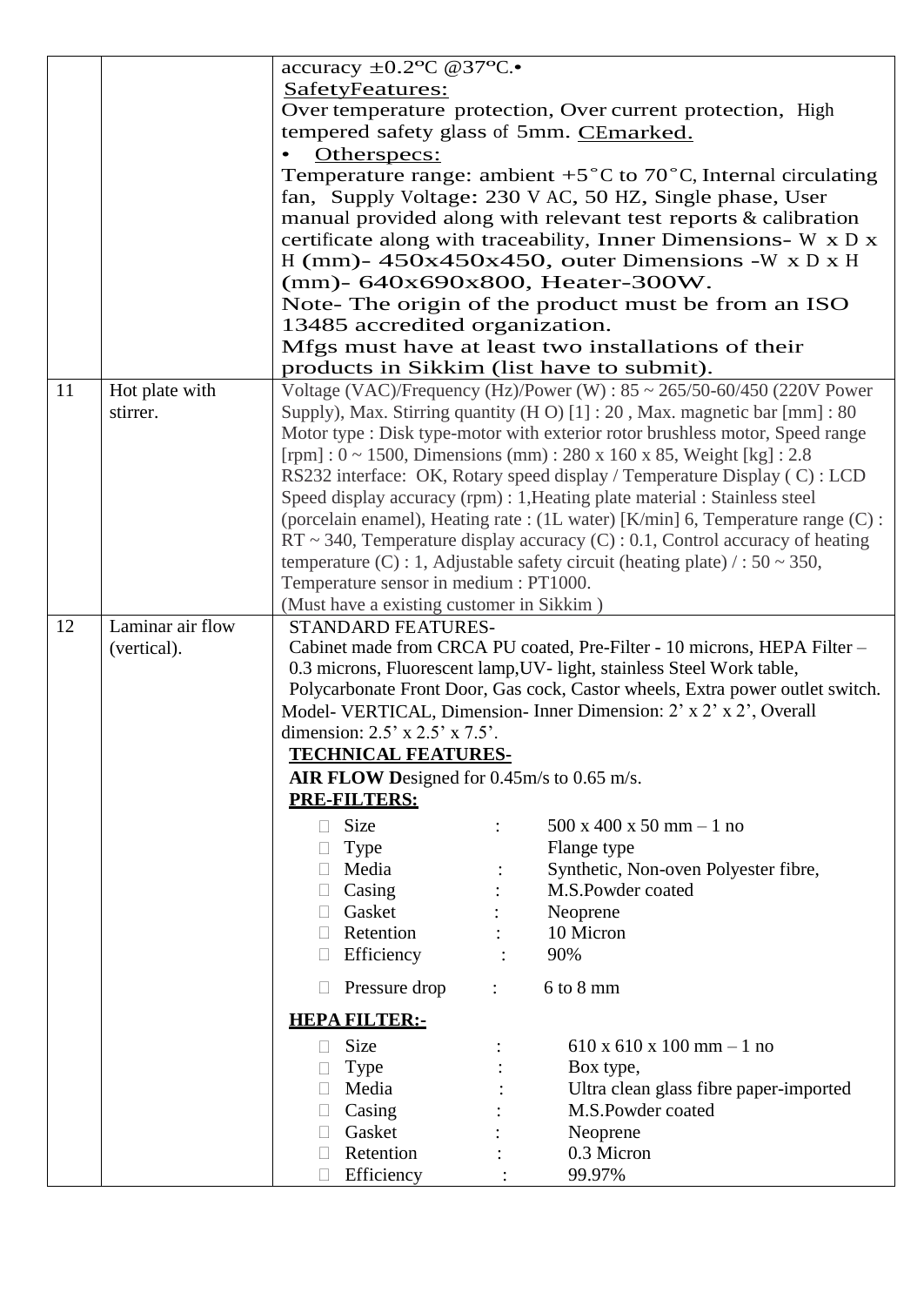| | | |
|---|---|---|
| | | accuracy ±0.2ºC @37ºC.• <br> <u>SafetyFeatures:</u> <br> Over temperature protection, Over current protection, High tempered safety glass of 5mm. <u>CEmarked.</u> <br> • <u>Otherspecs:</u> <br> Temperature range: ambient +5˚C to 70˚C, Internal circulating fan, Supply Voltage: 230 V AC, 50 HZ, Single phase, User manual provided along with relevant test reports & calibration certificate along with traceability, Inner Dimensions- W x D x H (mm)- 450x450x450, outer Dimensions -W x D x H (mm)- 640x690x800, Heater-300W. <br> Note- The origin of the product must be from an ISO 13485 accredited organization. <br> Mfgs must have at least two installations of their products in Sikkim (list have to submit). |
| 11 | Hot plate with stirrer. | Voltage (VAC)/Frequency (Hz)/Power (W) : 85 ~ 265/50-60/450 (220V Power Supply), Max. Stirring quantity (H O) [1] : 20 , Max. magnetic bar [mm] : 80 Motor type : Disk type-motor with exterior rotor brushless motor, Speed range [rpm] : 0 ~ 1500, Dimensions (mm) : 280 x 160 x 85, Weight [kg] : 2.8 RS232 interface: OK, Rotary speed display / Temperature Display ( C) : LCD Speed display accuracy (rpm) : 1,Heating plate material : Stainless steel (porcelain enamel), Heating rate : (1L water) [K/min] 6, Temperature range (C) : RT ~ 340, Temperature display accuracy (C) : 0.1, Control accuracy of heating temperature (C) : 1, Adjustable safety circuit (heating plate) / : 50 ~ 350, Temperature sensor in medium : PT1000. <br> (Must have a existing customer in Sikkim ) |
| 12 | Laminar air flow (vertical). | STANDARD FEATURES- <br> Cabinet made from CRCA PU coated, Pre-Filter - 10 microns, HEPA Filter – 0.3 microns, Fluorescent lamp,UV- light, stainless Steel Work table, Polycarbonate Front Door, Gas cock, Castor wheels, Extra power outlet switch. Model- VERTICAL, Dimension- Inner Dimension: 2' x 2' x 2', Overall dimension: 2.5' x 2.5' x 7.5'. <br> **<u>TECHNICAL FEATURES-</u>** <br> **AIR FLOW D**esigned for 0.45m/s to 0.65 m/s. <br> **<u>PRE-FILTERS:</u>** <br> Size : 500 x 400 x 50 mm – 1 no <br> Type Flange type <br> Media : Synthetic, Non-oven Polyester fibre, <br> Casing : M.S.Powder coated <br> Gasket : Neoprene <br> Retention : 10 Micron <br> Efficiency : 90% <br> Pressure drop : 6 to 8 mm <br> **<u>HEPA FILTER:-</u>** <br> Size : 610 x 610 x 100 mm – 1 no <br> Type : Box type, <br> Media : Ultra clean glass fibre paper-imported <br> Casing : M.S.Powder coated <br> Gasket : Neoprene <br> Retention : 0.3 Micron <br> Efficiency : 99.97% |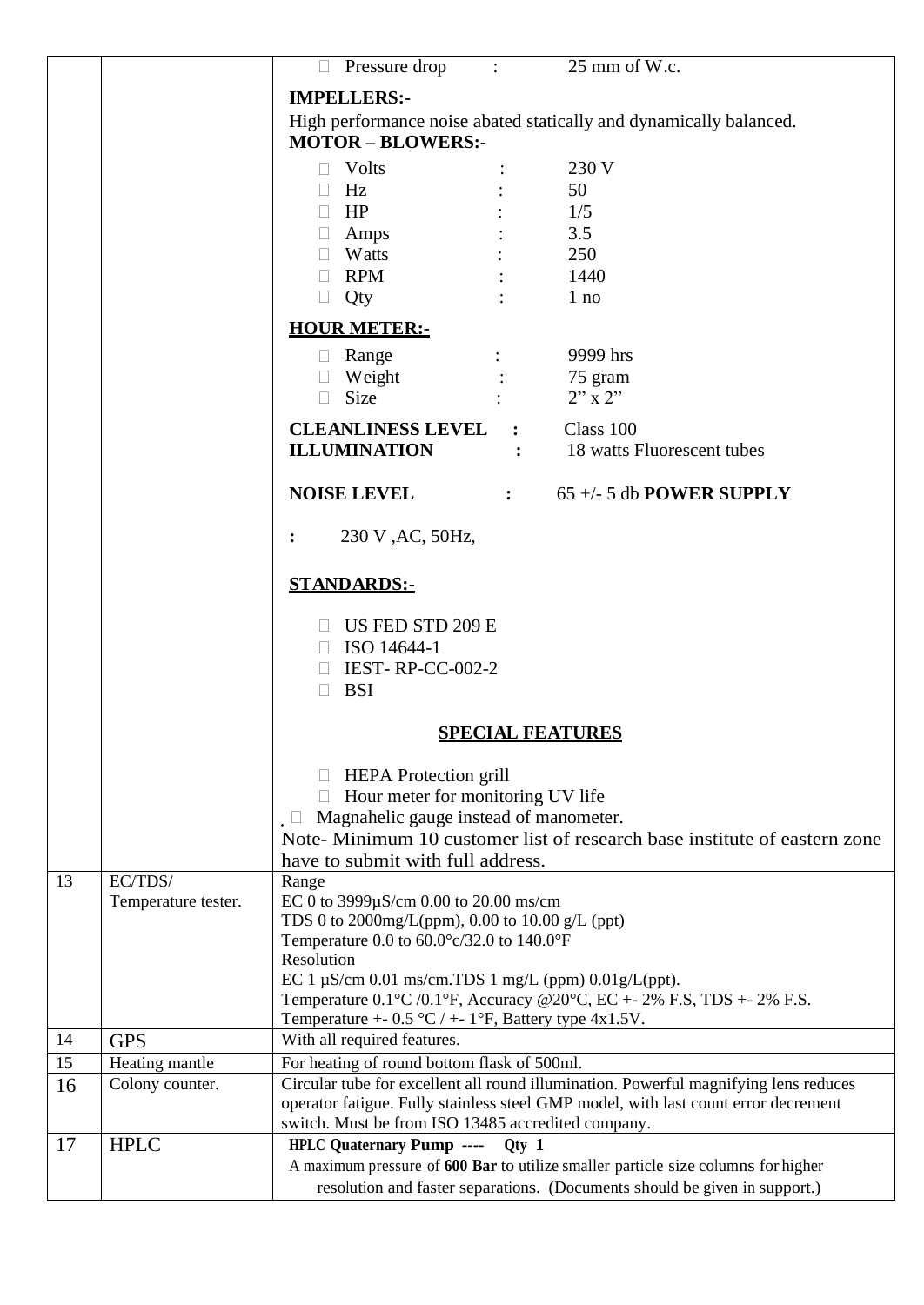| | | |
|---|---|---|
| | | Pressure drop : 25 mm of W.c.<br><br>**IMPELLERS:-**<br>High performance noise abated statically and dynamically balanced.<br>**MOTOR – BLOWERS:-**<br>Volts : 230 V<br>Hz : 50<br>HP : 1/5<br>Amps : 3.5<br>Watts : 250<br>RPM : 1440<br>Qty : 1 no<br><br>**HOUR METER:-**<br>Range : 9999 hrs<br>Weight : 75 gram<br>Size : 2" x 2"<br><br>**CLEANLINESS LEVEL :** Class 100<br>**ILLUMINATION :** 18 watts Fluorescent tubes<br><br>**NOISE LEVEL :** 65 +/- 5 db **POWER SUPPLY**<br><br>**:** 230 V ,AC, 50Hz,<br><br>**STANDARDS:-**<br>US FED STD 209 E<br>ISO 14644-1<br>IEST- RP-CC-002-2<br>BSI<br><br>**SPECIAL FEATURES**<br>HEPA Protection grill<br>Hour meter for monitoring UV life<br>Magnahelic gauge instead of manometer.<br>Note- Minimum 10 customer list of research base institute of eastern zone have to submit with full address. |
| 13 | EC/TDS/ Temperature tester. | Range<br>EC 0 to 3999µS/cm 0.00 to 20.00 ms/cm<br>TDS 0 to 2000mg/L(ppm), 0.00 to 10.00 g/L (ppt)<br>Temperature 0.0 to 60.0°c/32.0 to 140.0°F<br>Resolution<br>EC 1 µS/cm 0.01 ms/cm.TDS 1 mg/L (ppm) 0.01g/L(ppt).<br>Temperature 0.1°C /0.1°F, Accuracy @20°C, EC +- 2% F.S, TDS +- 2% F.S.<br>Temperature +- 0.5 °C / +- 1°F, Battery type 4x1.5V. |
| 14 | GPS | With all required features. |
| 15 | Heating mantle | For heating of round bottom flask of 500ml. |
| 16 | Colony counter. | Circular tube for excellent all round illumination. Powerful magnifying lens reduces operator fatigue. Fully stainless steel GMP model, with last count error decrement switch. Must be from ISO 13485 accredited company. |
| 17 | HPLC | **HPLC Quaternary Pump ---- Qty 1**<br>A maximum pressure of **600 Bar** to utilize smaller particle size columns for higher resolution and faster separations. (Documents should be given in support.) |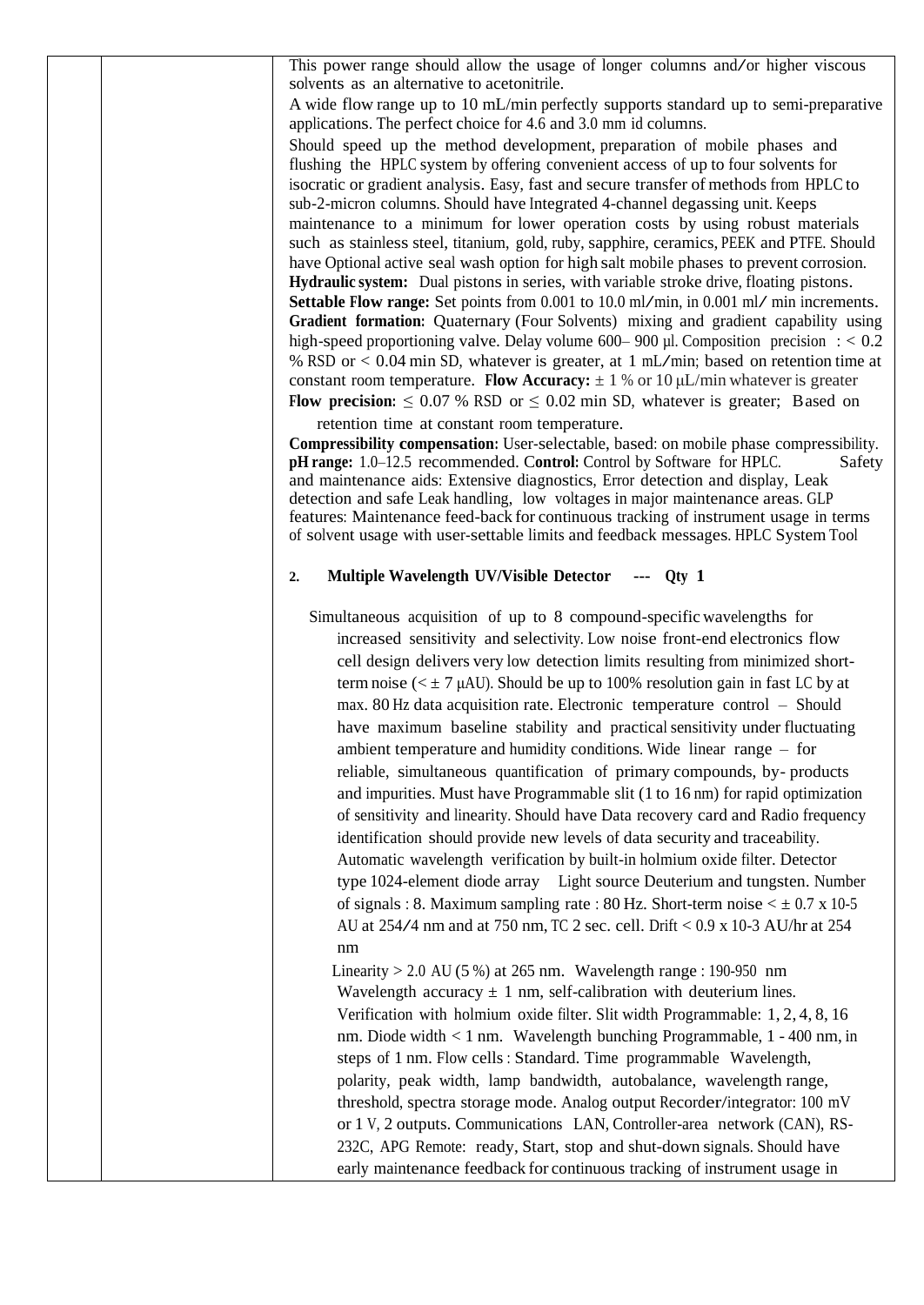| | | This power range should allow the usage of longer columns and/or higher viscous solvents as an alternative to acetonitrile.<br>A wide flow range up to 10 mL/min perfectly supports standard up to semi-preparative applications. The perfect choice for 4.6 and 3.0 mm id columns.<br>Should speed up the method development, preparation of mobile phases and flushing the HPLC system by offering convenient access of up to four solvents for isocratic or gradient analysis. Easy, fast and secure transfer of methods from HPLC to sub-2-micron columns. Should have Integrated 4-channel degassing unit. Keeps maintenance to a minimum for lower operation costs by using robust materials such as stainless steel, titanium, gold, ruby, sapphire, ceramics, PEEK and PTFE. Should have Optional active seal wash option for high salt mobile phases to prevent corrosion. **Hydraulic system:** Dual pistons in series, with variable stroke drive, floating pistons. **Settable Flow range:** Set points from 0.001 to 10.0 ml/min, in 0.001 ml/ min increments. **Gradient formation:** Quaternary (Four Solvents) mixing and gradient capability using high-speed proportioning valve. Delay volume 600– 900 µl. Composition precision : < 0.2 % RSD or < 0.04 min SD, whatever is greater, at 1 mL/min; based on retention time at constant room temperature. **Flow Accuracy:** ± 1 % or 10 µL/min whatever is greater **Flow precision:** ≤ 0.07 % RSD or ≤ 0.02 min SD, whatever is greater; Based on retention time at constant room temperature.<br>**Compressibility compensation:** User-selectable, based: on mobile phase compressibility. **pH range:** 1.0–12.5 recommended. **Control:** Control by Software for HPLC. Safety and maintenance aids: Extensive diagnostics, Error detection and display, Leak detection and safe Leak handling, low voltages in major maintenance areas. GLP features: Maintenance feed-back for continuous tracking of instrument usage in terms of solvent usage with user-settable limits and feedback messages. HPLC System Tool<br><br>**2. Multiple Wavelength UV/Visible Detector --- Qty 1**<br><br>Simultaneous acquisition of up to 8 compound-specific wavelengths for increased sensitivity and selectivity. Low noise front-end electronics flow cell design delivers very low detection limits resulting from minimized short-term noise (< ± 7 µAU). Should be up to 100% resolution gain in fast LC by at max. 80 Hz data acquisition rate. Electronic temperature control – Should have maximum baseline stability and practical sensitivity under fluctuating ambient temperature and humidity conditions. Wide linear range – for reliable, simultaneous quantification of primary compounds, by- products and impurities. Must have Programmable slit (1 to 16 nm) for rapid optimization of sensitivity and linearity. Should have Data recovery card and Radio frequency identification should provide new levels of data security and traceability. Automatic wavelength verification by built-in holmium oxide filter. Detector type 1024-element diode array Light source Deuterium and tungsten. Number of signals : 8. Maximum sampling rate : 80 Hz. Short-term noise < ± 0.7 x 10-5 AU at 254/4 nm and at 750 nm, TC 2 sec. cell. Drift < 0.9 x 10-3 AU/hr at 254 nm<br>Linearity > 2.0 AU (5 %) at 265 nm. Wavelength range : 190-950 nm<br>Wavelength accuracy ± 1 nm, self-calibration with deuterium lines. Verification with holmium oxide filter. Slit width Programmable: 1, 2, 4, 8, 16 nm. Diode width < 1 nm. Wavelength bunching Programmable, 1 - 400 nm, in steps of 1 nm. Flow cells : Standard. Time programmable Wavelength, polarity, peak width, lamp bandwidth, autobalance, wavelength range, threshold, spectra storage mode. Analog output Recorder/integrator: 100 mV or 1 V, 2 outputs. Communications LAN, Controller-area network (CAN), RS-232C, APG Remote: ready, Start, stop and shut-down signals. Should have early maintenance feedback for continuous tracking of instrument usage in |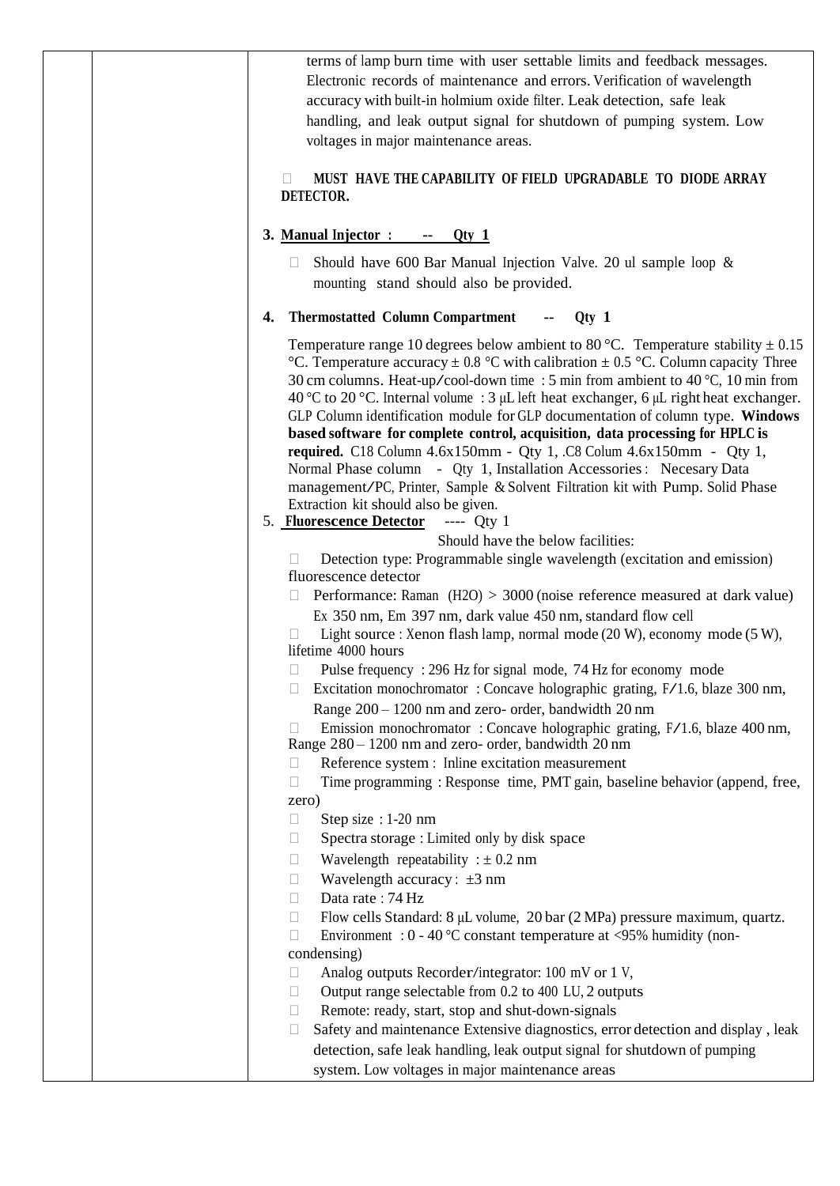| | | |
|---|---|---|
| | | terms of lamp burn time with user settable limits and feedback messages. Electronic records of maintenance and errors. Verification of wavelength accuracy with built-in holmium oxide filter. Leak detection, safe leak handling, and leak output signal for shutdown of pumping system. Low voltages in major maintenance areas.<br><br>- **MUST HAVE THE CAPABILITY OF FIELD UPGRADABLE TO DIODE ARRAY DETECTOR.**<br><br>**3. Manual Injector : -- Qty 1**<br><br>- Should have 600 Bar Manual Injection Valve. 20 ul sample loop & mounting stand should also be provided.<br><br>**4. Thermostatted Column Compartment -- Qty 1**<br><br>Temperature range 10 degrees below ambient to 80 °C. Temperature stability ± 0.15 °C. Temperature accuracy ± 0.8 °C with calibration ± 0.5 °C. Column capacity Three 30 cm columns. Heat-up/cool-down time : 5 min from ambient to 40 °C, 10 min from 40 °C to 20 °C. Internal volume : 3 µL left heat exchanger, 6 µL right heat exchanger. GLP Column identification module for GLP documentation of column type. **Windows based software for complete control, acquisition, data processing for HPLC is required.** C18 Column 4.6x150mm - Qty 1, .C8 Colum 4.6x150mm - Qty 1, Normal Phase column - Qty 1, Installation Accessories : Necesary Data management/PC, Printer, Sample & Solvent Filtration kit with Pump. Solid Phase Extraction kit should also be given.<br><br>5. **Fluorescence Detector** ---- Qty 1<br><br>Should have the below facilities:<br><br>- Detection type: Programmable single wavelength (excitation and emission) fluorescence detector<br>- Performance: Raman ($H_2O$) > 3000 (noise reference measured at dark value) Ex 350 nm, Em 397 nm, dark value 450 nm, standard flow cell<br>- Light source : Xenon flash lamp, normal mode (20 W), economy mode (5 W), lifetime 4000 hours<br>- Pulse frequency : 296 Hz for signal mode, 74 Hz for economy mode<br>- Excitation monochromator : Concave holographic grating, F/1.6, blaze 300 nm, Range 200 – 1200 nm and zero- order, bandwidth 20 nm<br>- Emission monochromator : Concave holographic grating, F/1.6, blaze 400 nm, Range 280 – 1200 nm and zero- order, bandwidth 20 nm<br>- Reference system : Inline excitation measurement<br>- Time programming : Response time, PMT gain, baseline behavior (append, free, zero)<br>- Step size : 1-20 nm<br>- Spectra storage : Limited only by disk space<br>- Wavelength repeatability : ± 0.2 nm<br>- Wavelength accuracy : ±3 nm<br>- Data rate : 74 Hz<br>- Flow cells Standard: 8 µL volume, 20 bar (2 MPa) pressure maximum, quartz.<br>- Environment : 0 - 40 °C constant temperature at <95% humidity (non-condensing)<br>- Analog outputs Recorder/integrator: 100 mV or 1 V,<br>- Output range selectable from 0.2 to 400 LU, 2 outputs<br>- Remote: ready, start, stop and shut-down-signals<br>- Safety and maintenance Extensive diagnostics, error detection and display , leak detection, safe leak handling, leak output signal for shutdown of pumping system. Low voltages in major maintenance areas |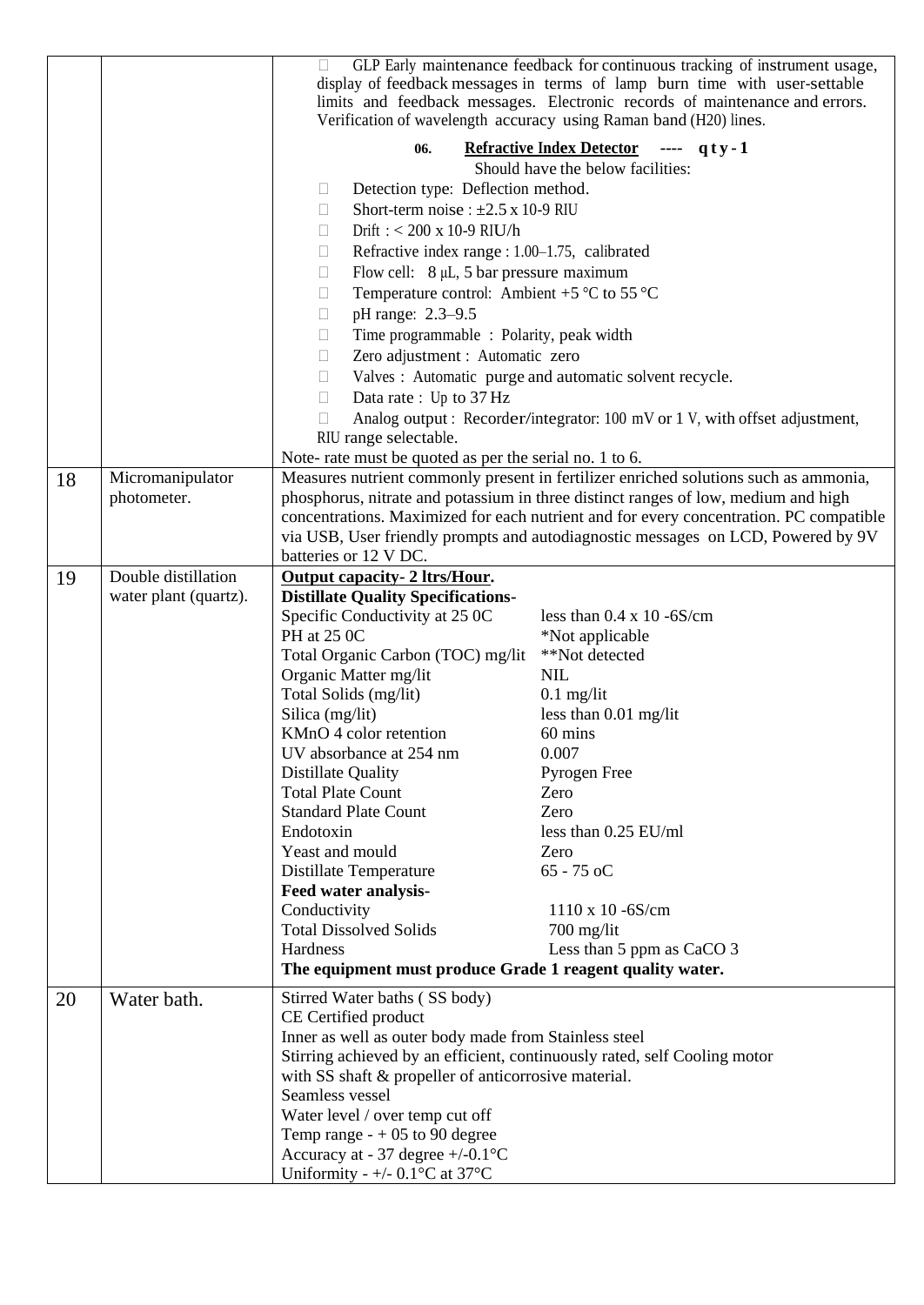| | | |
|---|---|---|
| | | GLP Early maintenance feedback for continuous tracking of instrument usage, display of feedback messages in terms of lamp burn time with user-settable limits and feedback messages. Electronic records of maintenance and errors. Verification of wavelength accuracy using Raman band (H20) lines.<br><br>**06. Refractive Index Detector ---- q t y - 1**<br>Should have the below facilities:<br>- Detection type: Deflection method.<br>- Short-term noise : ±2.5 x 10-9 RIU<br>- Drift : < 200 x 10-9 RIU/h<br>- Refractive index range : 1.00–1.75, calibrated<br>- Flow cell: 8 µL, 5 bar pressure maximum<br>- Temperature control: Ambient +5 °C to 55 °C<br>- pH range: 2.3–9.5<br>- Time programmable : Polarity, peak width<br>- Zero adjustment : Automatic zero<br>- Valves : Automatic purge and automatic solvent recycle.<br>- Data rate : Up to 37 Hz<br>- Analog output : Recorder/integrator: 100 mV or 1 V, with offset adjustment, RIU range selectable.<br><br>Note- rate must be quoted as per the serial no. 1 to 6. |
| 18 | Micromanipulator photometer. | Measures nutrient commonly present in fertilizer enriched solutions such as ammonia, phosphorus, nitrate and potassium in three distinct ranges of low, medium and high concentrations. Maximized for each nutrient and for every concentration. PC compatible via USB, User friendly prompts and autodiagnostic messages on LCD, Powered by 9V batteries or 12 V DC. |
| 19 | Double distillation water plant (quartz). | **Output capacity- 2 ltrs/Hour.**<br>**Distillate Quality Specifications-**<br>Specific Conductivity at 25 0C — less than 0.4 x 10 -6S/cm<br>PH at 25 0C — *Not applicable<br>Total Organic Carbon (TOC) mg/lit — **Not detected<br>Organic Matter mg/lit — NIL<br>Total Solids (mg/lit) — 0.1 mg/lit<br>Silica (mg/lit) — less than 0.01 mg/lit<br>KMnO 4 color retention — 60 mins<br>UV absorbance at 254 nm — 0.007<br>Distillate Quality — Pyrogen Free<br>Total Plate Count — Zero<br>Standard Plate Count — Zero<br>Endotoxin — less than 0.25 EU/ml<br>Yeast and mould — Zero<br>Distillate Temperature — 65 - 75 oC<br>**Feed water analysis-**<br>Conductivity — 1110 x 10 -6S/cm<br>Total Dissolved Solids — 700 mg/lit<br>Hardness — Less than 5 ppm as CaCO 3<br>**The equipment must produce Grade 1 reagent quality water.** |
| 20 | Water bath. | Stirred Water baths ( SS body)<br>CE Certified product<br>Inner as well as outer body made from Stainless steel<br>Stirring achieved by an efficient, continuously rated, self Cooling motor with SS shaft & propeller of anticorrosive material.<br>Seamless vessel<br>Water level / over temp cut off<br>Temp range - + 05 to 90 degree<br>Accuracy at - 37 degree +/-0.1°C<br>Uniformity - +/- 0.1°C at 37°C |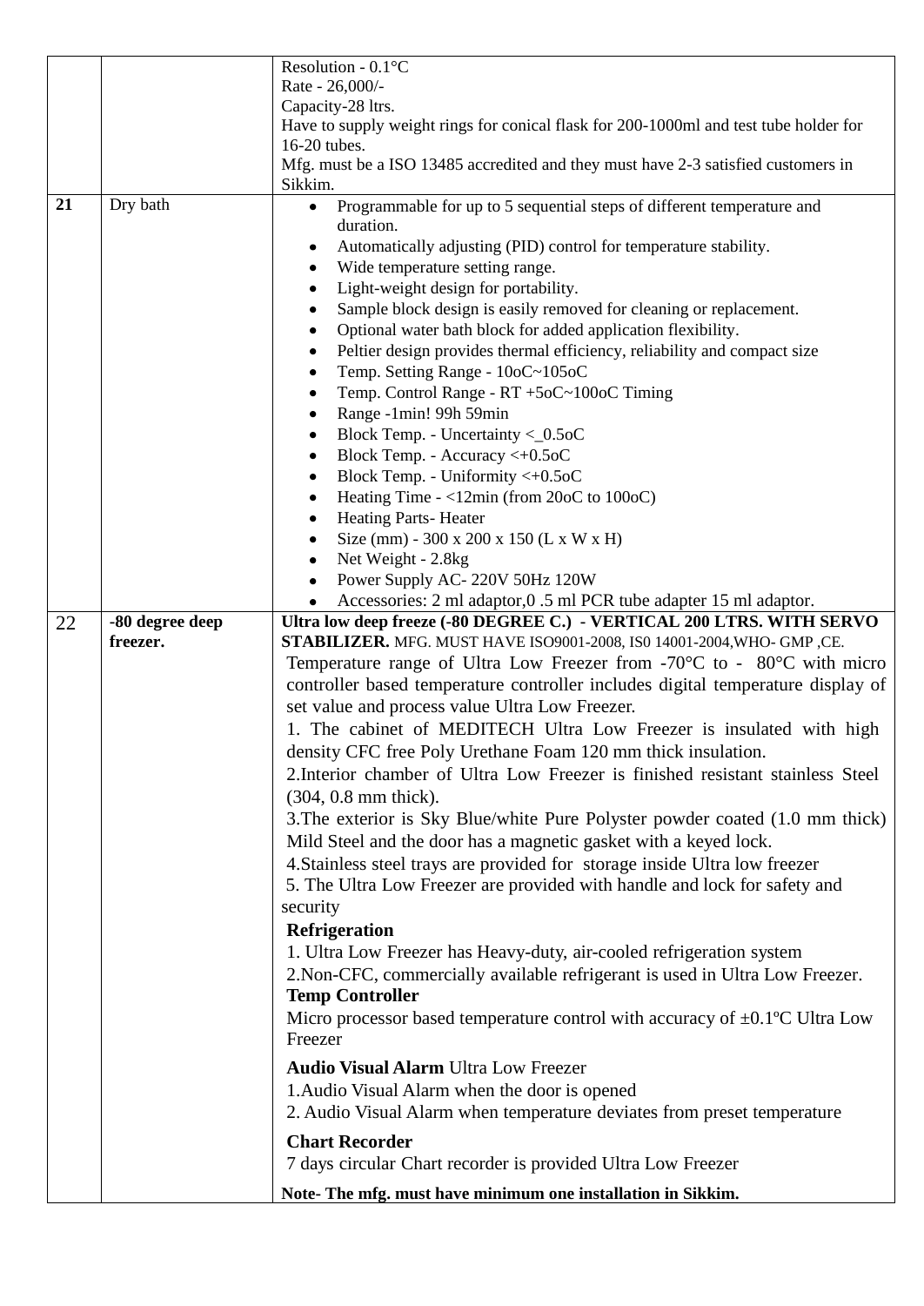| | | |
|---|---|---|
| | | Resolution - 0.1°C<br>Rate - 26,000/-<br>Capacity-28 ltrs.<br>Have to supply weight rings for conical flask for 200-1000ml and test tube holder for 16-20 tubes.<br>Mfg. must be a ISO 13485 accredited and they must have 2-3 satisfied customers in Sikkim. |
| **21** | Dry bath | • Programmable for up to 5 sequential steps of different temperature and duration.<br>• Automatically adjusting (PID) control for temperature stability.<br>• Wide temperature setting range.<br>• Light-weight design for portability.<br>• Sample block design is easily removed for cleaning or replacement.<br>• Optional water bath block for added application flexibility.<br>• Peltier design provides thermal efficiency, reliability and compact size<br>• Temp. Setting Range - 10oC~105oC<br>• Temp. Control Range - RT +5oC~100oC Timing<br>• Range -1min! 99h 59min<br>• Block Temp. - Uncertainty <_0.5oC<br>• Block Temp. - Accuracy <+0.5oC<br>• Block Temp. - Uniformity <+0.5oC<br>• Heating Time - <12min (from 20oC to 100oC)<br>• Heating Parts- Heater<br>• Size (mm) - 300 x 200 x 150 (L x W x H)<br>• Net Weight - 2.8kg<br>• Power Supply AC- 220V 50Hz 120W<br>• Accessories: 2 ml adaptor,0 .5 ml PCR tube adapter 15 ml adaptor. |
| 22 | **-80 degree deep freezer.** | **Ultra low deep freeze (-80 DEGREE C.) - VERTICAL 200 LTRS. WITH SERVO STABILIZER.** MFG. MUST HAVE ISO9001-2008, IS0 14001-2004,WHO- GMP ,CE.<br>Temperature range of Ultra Low Freezer from -70°C to - 80°C with micro controller based temperature controller includes digital temperature display of set value and process value Ultra Low Freezer.<br>1. The cabinet of MEDITECH Ultra Low Freezer is insulated with high density CFC free Poly Urethane Foam 120 mm thick insulation.<br>2.Interior chamber of Ultra Low Freezer is finished resistant stainless Steel (304, 0.8 mm thick).<br>3.The exterior is Sky Blue/white Pure Polyster powder coated (1.0 mm thick) Mild Steel and the door has a magnetic gasket with a keyed lock.<br>4.Stainless steel trays are provided for storage inside Ultra low freezer<br>5. The Ultra Low Freezer are provided with handle and lock for safety and security<br>**Refrigeration**<br>1. Ultra Low Freezer has Heavy-duty, air-cooled refrigeration system<br>2.Non-CFC, commercially available refrigerant is used in Ultra Low Freezer.<br>**Temp Controller**<br>Micro processor based temperature control with accuracy of ±0.1ºC Ultra Low Freezer<br>**Audio Visual Alarm** Ultra Low Freezer<br>1.Audio Visual Alarm when the door is opened<br>2. Audio Visual Alarm when temperature deviates from preset temperature<br>**Chart Recorder**<br>7 days circular Chart recorder is provided Ultra Low Freezer<br>**Note- The mfg. must have minimum one installation in Sikkim.** |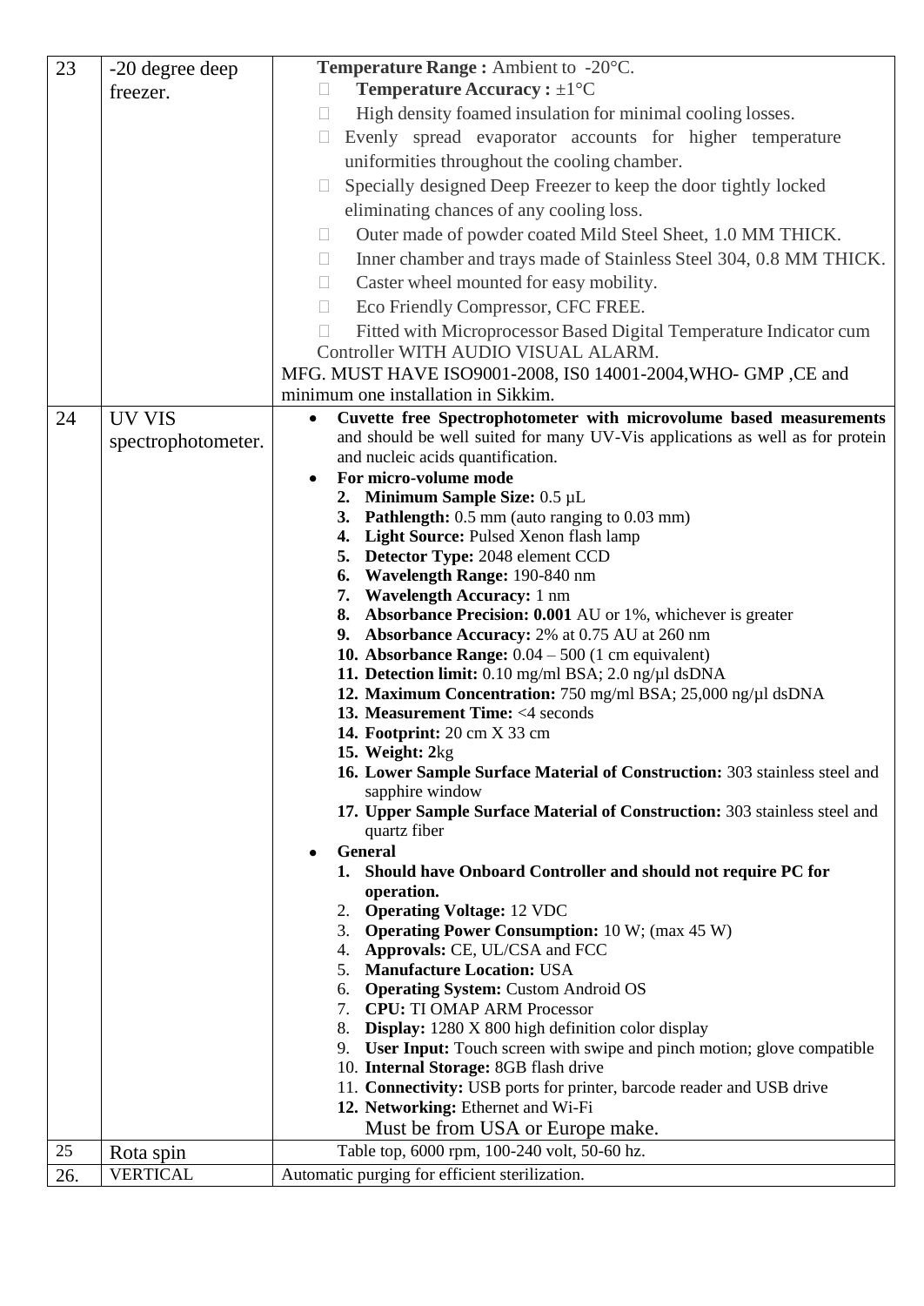| | | |
|---|---|---|
| 23 | -20 degree deep freezer. | **Temperature Range :** Ambient to -20°C.<br>- **Temperature Accuracy :** ±1°C<br>- High density foamed insulation for minimal cooling losses.<br>- Evenly spread evaporator accounts for higher temperature uniformities throughout the cooling chamber.<br>- Specially designed Deep Freezer to keep the door tightly locked eliminating chances of any cooling loss.<br>- Outer made of powder coated Mild Steel Sheet, 1.0 MM THICK.<br>- Inner chamber and trays made of Stainless Steel 304, 0.8 MM THICK.<br>- Caster wheel mounted for easy mobility.<br>- Eco Friendly Compressor, CFC FREE.<br>- Fitted with Microprocessor Based Digital Temperature Indicator cum Controller WITH AUDIO VISUAL ALARM.<br>MFG. MUST HAVE ISO9001-2008, IS0 14001-2004,WHO- GMP ,CE and minimum one installation in Sikkim. |
| 24 | UV VIS spectrophotometer. | • **Cuvette free Spectrophotometer with microvolume based measurements** and should be well suited for many UV-Vis applications as well as for protein and nucleic acids quantification.<br>• **For micro-volume mode**<br>2. **Minimum Sample Size:** 0.5 µL<br>3. **Pathlength:** 0.5 mm (auto ranging to 0.03 mm)<br>4. **Light Source:** Pulsed Xenon flash lamp<br>5. **Detector Type:** 2048 element CCD<br>6. **Wavelength Range:** 190-840 nm<br>7. **Wavelength Accuracy:** 1 nm<br>8. **Absorbance Precision: 0.001** AU or 1%, whichever is greater<br>9. **Absorbance Accuracy:** 2% at 0.75 AU at 260 nm<br>10. **Absorbance Range:** 0.04 – 500 (1 cm equivalent)<br>11. **Detection limit:** 0.10 mg/ml BSA; 2.0 ng/µl dsDNA<br>12. **Maximum Concentration:** 750 mg/ml BSA; 25,000 ng/µl dsDNA<br>13. **Measurement Time:** <4 seconds<br>14. **Footprint:** 20 cm X 33 cm<br>15. **Weight: 2**kg<br>16. **Lower Sample Surface Material of Construction:** 303 stainless steel and sapphire window<br>17. **Upper Sample Surface Material of Construction:** 303 stainless steel and quartz fiber<br>• **General**<br>1. **Should have Onboard Controller and should not require PC for operation.**<br>2. **Operating Voltage:** 12 VDC<br>3. **Operating Power Consumption:** 10 W; (max 45 W)<br>4. **Approvals:** CE, UL/CSA and FCC<br>5. **Manufacture Location:** USA<br>6. **Operating System:** Custom Android OS<br>7. **CPU:** TI OMAP ARM Processor<br>8. **Display:** 1280 X 800 high definition color display<br>9. **User Input:** Touch screen with swipe and pinch motion; glove compatible<br>10. **Internal Storage:** 8GB flash drive<br>11. **Connectivity:** USB ports for printer, barcode reader and USB drive<br>12. **Networking:** Ethernet and Wi-Fi<br>Must be from USA or Europe make. |
| 25 | Rota spin | Table top, 6000 rpm, 100-240 volt, 50-60 hz. |
| 26. | VERTICAL | Automatic purging for efficient sterilization. |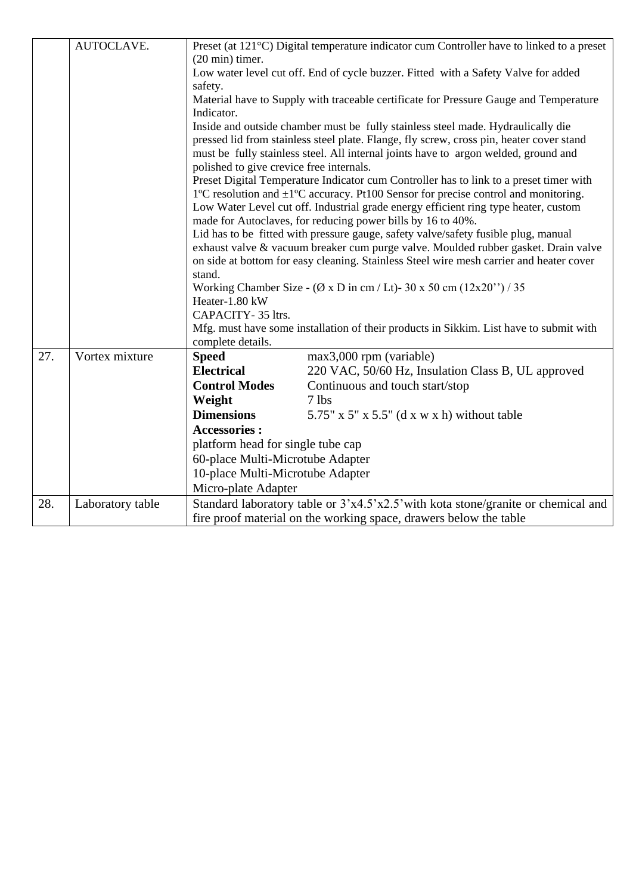| | | |
|---|---|---|
| | AUTOCLAVE. | Preset (at 121°C) Digital temperature indicator cum Controller have to linked to a preset (20 min) timer.<br>Low water level cut off. End of cycle buzzer. Fitted with a Safety Valve for added safety.<br>Material have to Supply with traceable certificate for Pressure Gauge and Temperature Indicator.<br>Inside and outside chamber must be fully stainless steel made. Hydraulically die pressed lid from stainless steel plate. Flange, fly screw, cross pin, heater cover stand must be fully stainless steel. All internal joints have to argon welded, ground and polished to give crevice free internals.<br>Preset Digital Temperature Indicator cum Controller has to link to a preset timer with 1ºC resolution and ±1ºC accuracy. Pt100 Sensor for precise control and monitoring. Low Water Level cut off. Industrial grade energy efficient ring type heater, custom made for Autoclaves, for reducing power bills by 16 to 40%.<br>Lid has to be fitted with pressure gauge, safety valve/safety fusible plug, manual exhaust valve & vacuum breaker cum purge valve. Moulded rubber gasket. Drain valve on side at bottom for easy cleaning. Stainless Steel wire mesh carrier and heater cover stand.<br>Working Chamber Size - (Ø x D in cm / Lt)- 30 x 50 cm (12x20'') / 35<br>Heater-1.80 kW<br>CAPACITY- 35 ltrs.<br>Mfg. must have some installation of their products in Sikkim. List have to submit with complete details. |
| 27. | Vortex mixture | **Speed** max3,000 rpm (variable)<br>**Electrical** 220 VAC, 50/60 Hz, Insulation Class B, UL approved<br>**Control Modes** Continuous and touch start/stop<br>**Weight** 7 lbs<br>**Dimensions** 5.75" x 5" x 5.5" (d x w x h) without table<br>**Accessories :**<br>platform head for single tube cap<br>60-place Multi-Microtube Adapter<br>10-place Multi-Microtube Adapter<br>Micro-plate Adapter |
| 28. | Laboratory table | Standard laboratory table or 3'x4.5'x2.5'with kota stone/granite or chemical and fire proof material on the working space, drawers below the table |